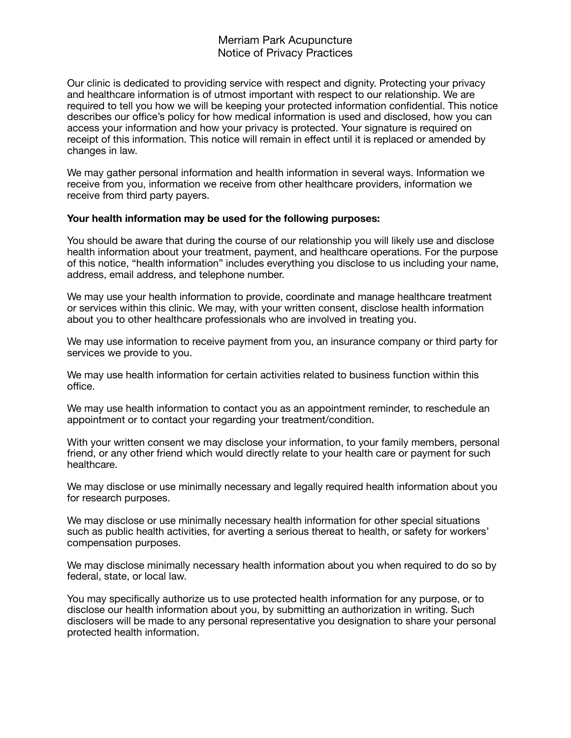# Merriam Park Acupuncture
## Notice of Privacy Practices

Our clinic is dedicated to providing service with respect and dignity. Protecting your privacy and healthcare information is of utmost important with respect to our relationship. We are required to tell you how we will be keeping your protected information confidential. This notice describes our office's policy for how medical information is used and disclosed, how you can access your information and how your privacy is protected. Your signature is required on receipt of this information. This notice will remain in effect until it is replaced or amended by changes in law.

We may gather personal information and health information in several ways. Information we receive from you, information we receive from other healthcare providers, information we receive from third party payers.

**Your health information may be used for the following purposes:**

You should be aware that during the course of our relationship you will likely use and disclose health information about your treatment, payment, and healthcare operations. For the purpose of this notice, "health information" includes everything you disclose to us including your name, address, email address, and telephone number.

We may use your health information to provide, coordinate and manage healthcare treatment or services within this clinic. We may, with your written consent, disclose health information about you to other healthcare professionals who are involved in treating you.

We may use information to receive payment from you, an insurance company or third party for services we provide to you.

We may use health information for certain activities related to business function within this office.

We may use health information to contact you as an appointment reminder, to reschedule an appointment or to contact your regarding your treatment/condition.

With your written consent we may disclose your information, to your family members, personal friend, or any other friend which would directly relate to your health care or payment for such healthcare.

We may disclose or use minimally necessary and legally required health information about you for research purposes.

We may disclose or use minimally necessary health information for other special situations such as public health activities, for averting a serious thereat to health, or safety for workers' compensation purposes.

We may disclose minimally necessary health information about you when required to do so by federal, state, or local law.

You may specifically authorize us to use protected health information for any purpose, or to disclose our health information about you, by submitting an authorization in writing. Such disclosers will be made to any personal representative you designation to share your personal protected health information.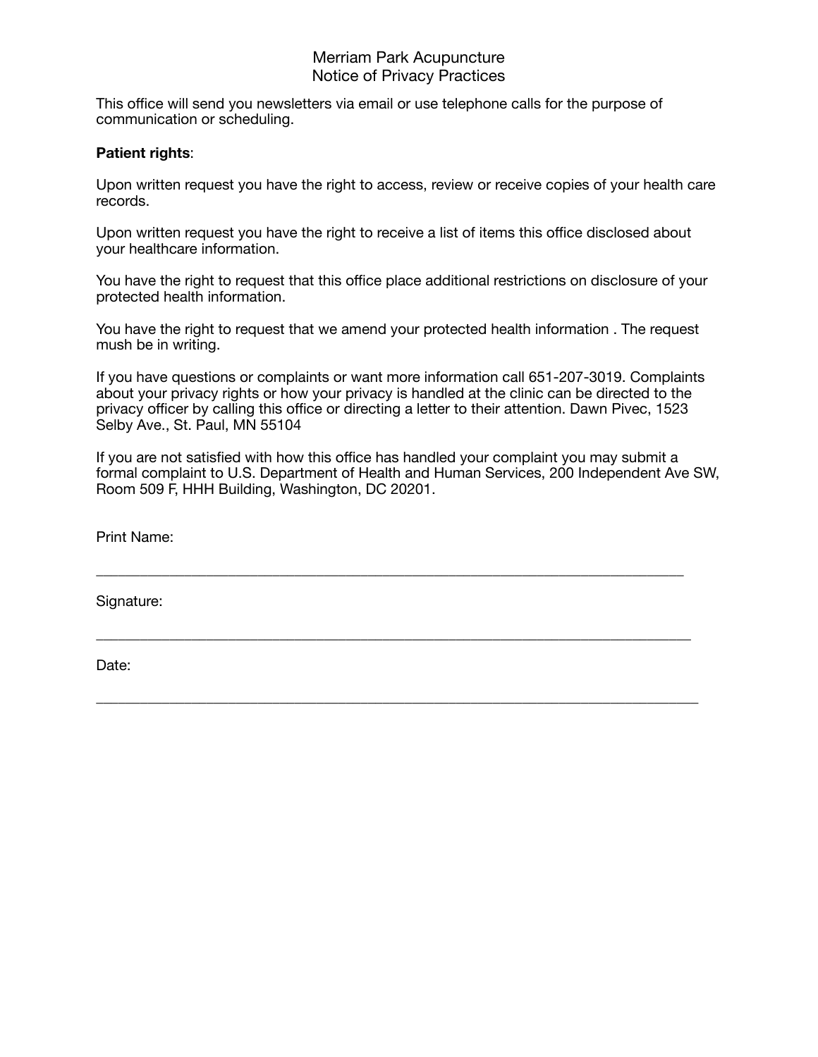Merriam Park Acupuncture
Notice of Privacy Practices

This office will send you newsletters via email or use telephone calls for the purpose of communication or scheduling.

**Patient rights**:

Upon written request you have the right to access, review or receive copies of your health care records.

Upon written request you have the right to receive a list of items this office disclosed about your healthcare information.

You have the right to request that this office place additional restrictions on disclosure of your protected health information.

You have the right to request that we amend your protected health information . The request mush be in writing.

If you have questions or complaints or want more information call 651-207-3019. Complaints about your privacy rights or how your privacy is handled at the clinic can be directed to the privacy officer by calling this office or directing a letter to their attention. Dawn Pivec, 1523 Selby Ave., St. Paul, MN 55104

If you are not satisfied with how this office has handled your complaint you may submit a formal complaint to U.S. Department of Health and Human Services, 200 Independent Ave SW, Room 509 F, HHH Building, Washington, DC 20201.

Print Name:

______________________________________________________________________________

Signature:

______________________________________________________________________________

Date:

______________________________________________________________________________